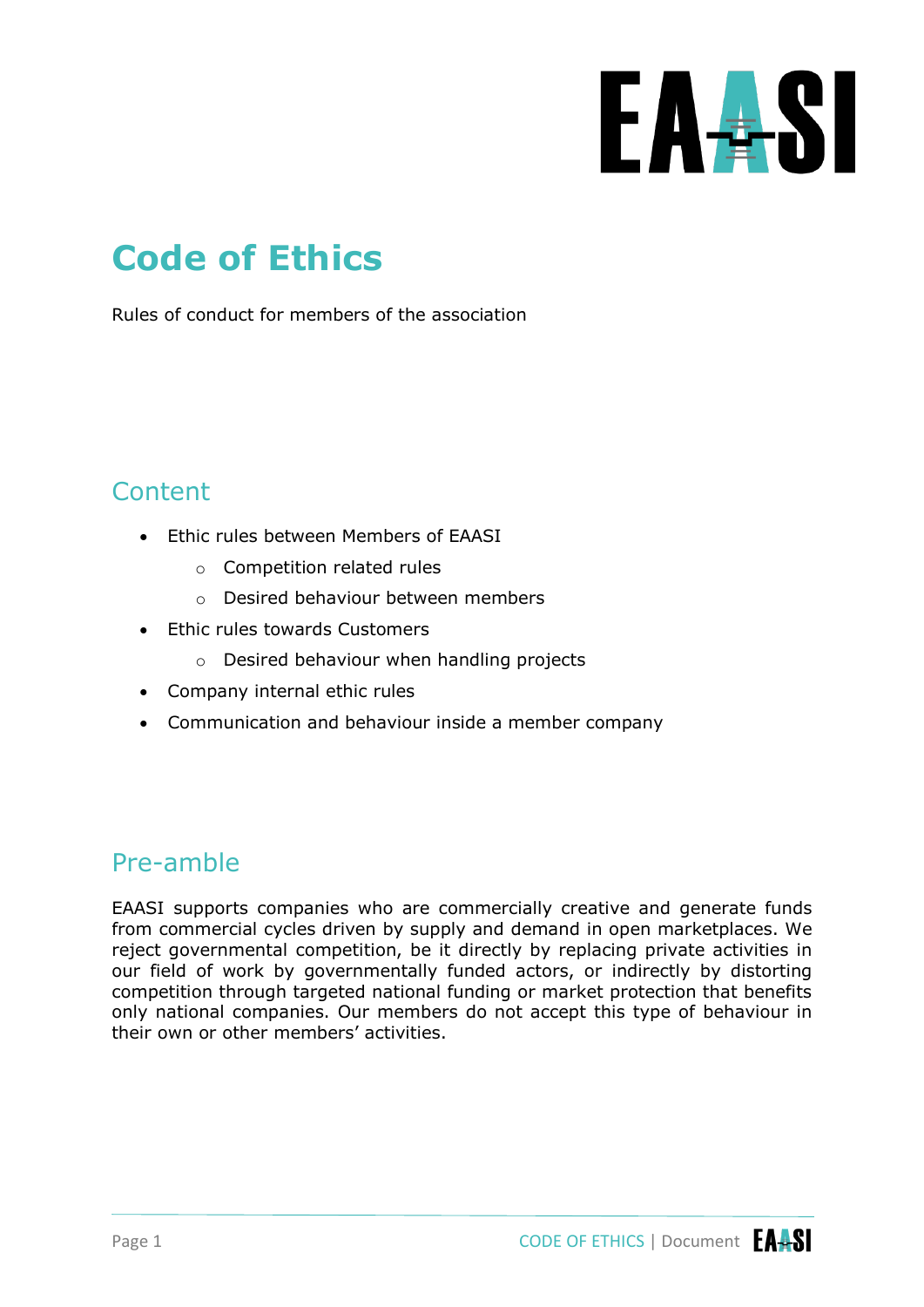# Code of Ethics

Rules of conduct for members of the association

## Content

- Ethic rules between Members of EAASI
    - Competition related rules
    - Desired behaviour between members
- Ethic rules towards Customers
    - Desired behaviour when handling projects
- Company internal ethic rules
- Communication and behaviour inside a member company

## Pre-amble

EAASI supports companies who are commercially creative and generate funds from commercial cycles driven by supply and demand in open marketplaces. We reject governmental competition, be it directly by replacing private activities in our field of work by governmentally funded actors, or indirectly by distorting competition through targeted national funding or market protection that benefits only national companies. Our members do not accept this type of behaviour in their own or other members' activities.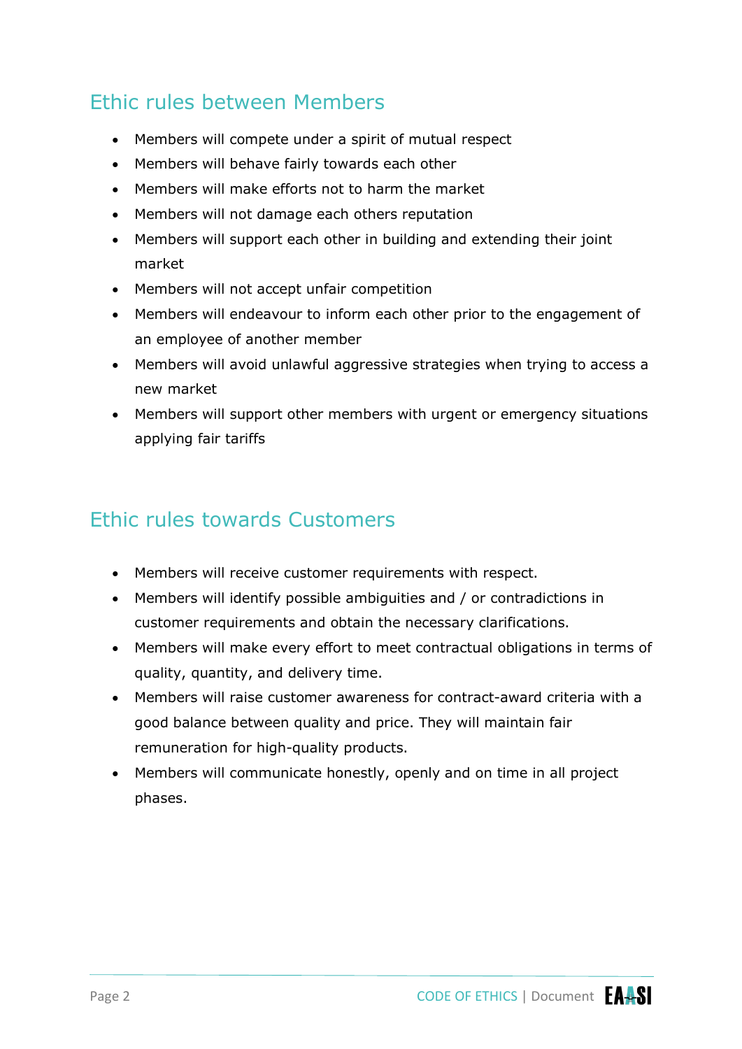## Ethic rules between Members

- Members will compete under a spirit of mutual respect
- Members will behave fairly towards each other
- Members will make efforts not to harm the market
- Members will not damage each others reputation
- Members will support each other in building and extending their joint market
- Members will not accept unfair competition
- Members will endeavour to inform each other prior to the engagement of an employee of another member
- Members will avoid unlawful aggressive strategies when trying to access a new market
- Members will support other members with urgent or emergency situations applying fair tariffs

## Ethic rules towards Customers

- Members will receive customer requirements with respect.
- Members will identify possible ambiguities and / or contradictions in customer requirements and obtain the necessary clarifications.
- Members will make every effort to meet contractual obligations in terms of quality, quantity, and delivery time.
- Members will raise customer awareness for contract-award criteria with a good balance between quality and price. They will maintain fair remuneration for high-quality products.
- Members will communicate honestly, openly and on time in all project phases.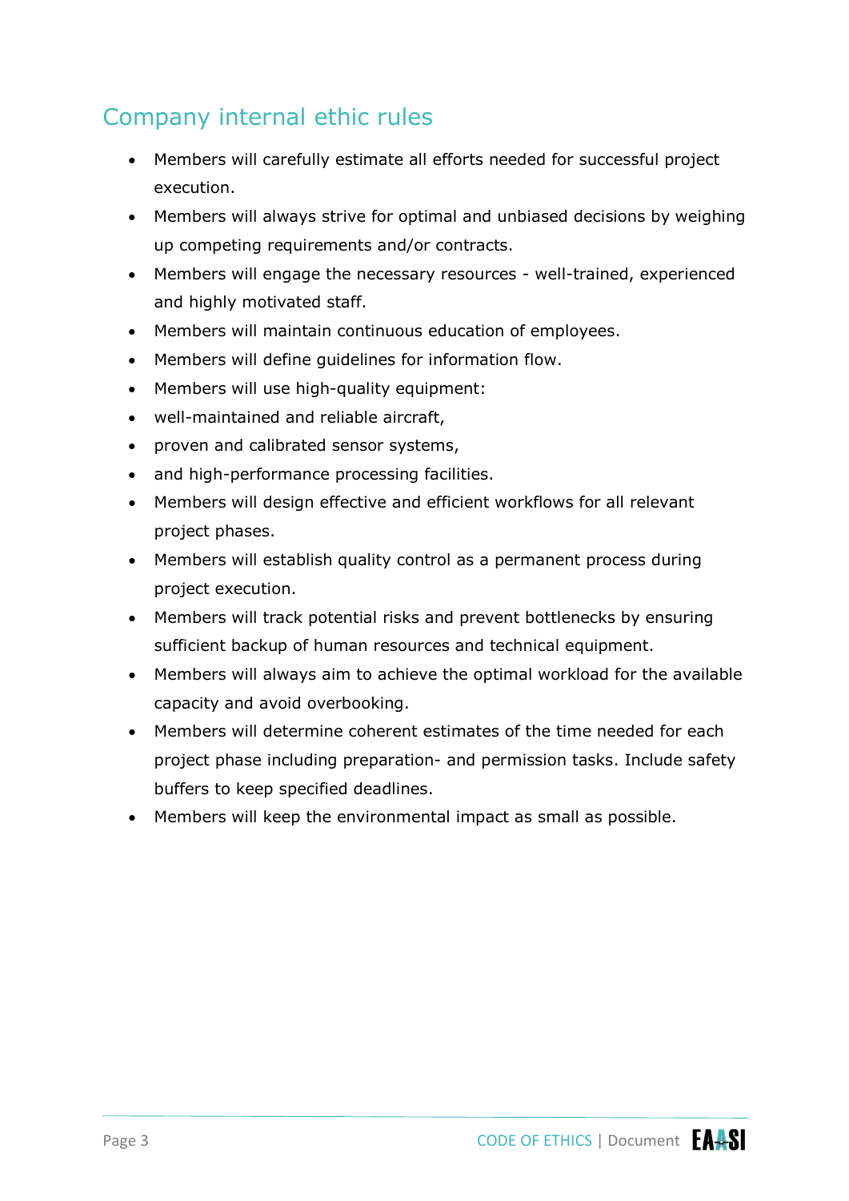## Company internal ethic rules

- Members will carefully estimate all efforts needed for successful project execution.
- Members will always strive for optimal and unbiased decisions by weighing up competing requirements and/or contracts.
- Members will engage the necessary resources - well-trained, experienced and highly motivated staff.
- Members will maintain continuous education of employees.
- Members will define guidelines for information flow.
- Members will use high-quality equipment:
- well-maintained and reliable aircraft,
- proven and calibrated sensor systems,
- and high-performance processing facilities.
- Members will design effective and efficient workflows for all relevant project phases.
- Members will establish quality control as a permanent process during project execution.
- Members will track potential risks and prevent bottlenecks by ensuring sufficient backup of human resources and technical equipment.
- Members will always aim to achieve the optimal workload for the available capacity and avoid overbooking.
- Members will determine coherent estimates of the time needed for each project phase including preparation- and permission tasks. Include safety buffers to keep specified deadlines.
- Members will keep the environmental impact as small as possible.